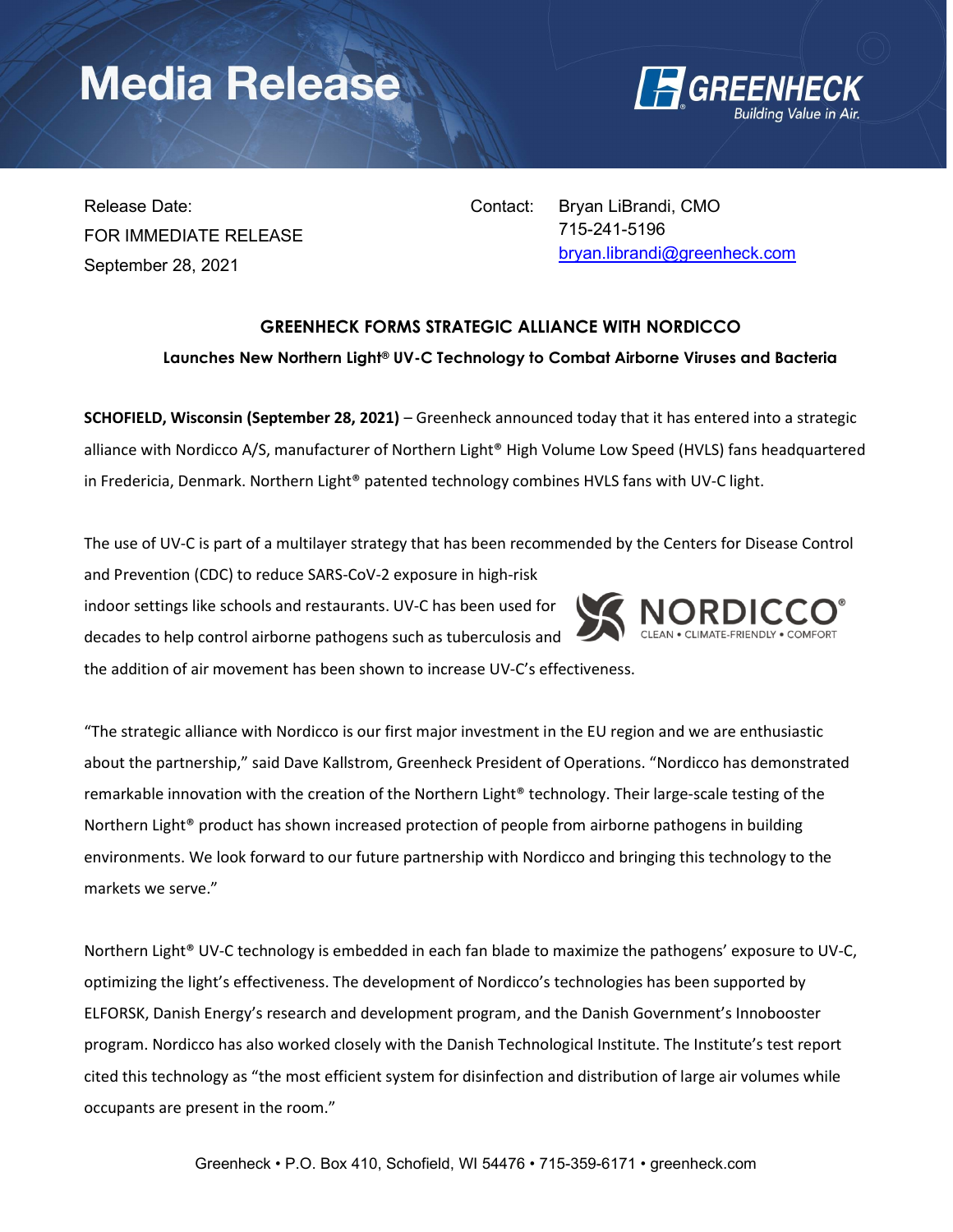# Media Release

Release Date:
FOR IMMEDIATE RELEASE
September 28, 2021

Contact: Bryan LiBrandi, CMO
715-241-5196
bryan.librandi@greenheck.com

## GREENHECK FORMS STRATEGIC ALLIANCE WITH NORDICCO

### Launches New Northern Light® UV-C Technology to Combat Airborne Viruses and Bacteria

**SCHOFIELD, Wisconsin (September 28, 2021)** – Greenheck announced today that it has entered into a strategic alliance with Nordicco A/S, manufacturer of Northern Light® High Volume Low Speed (HVLS) fans headquartered in Fredericia, Denmark. Northern Light® patented technology combines HVLS fans with UV-C light.

The use of UV-C is part of a multilayer strategy that has been recommended by the Centers for Disease Control and Prevention (CDC) to reduce SARS-CoV-2 exposure in high-risk indoor settings like schools and restaurants. UV-C has been used for decades to help control airborne pathogens such as tuberculosis and the addition of air movement has been shown to increase UV-C's effectiveness.

"The strategic alliance with Nordicco is our first major investment in the EU region and we are enthusiastic about the partnership," said Dave Kallstrom, Greenheck President of Operations. "Nordicco has demonstrated remarkable innovation with the creation of the Northern Light® technology. Their large-scale testing of the Northern Light® product has shown increased protection of people from airborne pathogens in building environments. We look forward to our future partnership with Nordicco and bringing this technology to the markets we serve."

Northern Light® UV-C technology is embedded in each fan blade to maximize the pathogens' exposure to UV-C, optimizing the light's effectiveness. The development of Nordicco's technologies has been supported by ELFORSK, Danish Energy's research and development program, and the Danish Government's Innobooster program. Nordicco has also worked closely with the Danish Technological Institute. The Institute's test report cited this technology as "the most efficient system for disinfection and distribution of large air volumes while occupants are present in the room."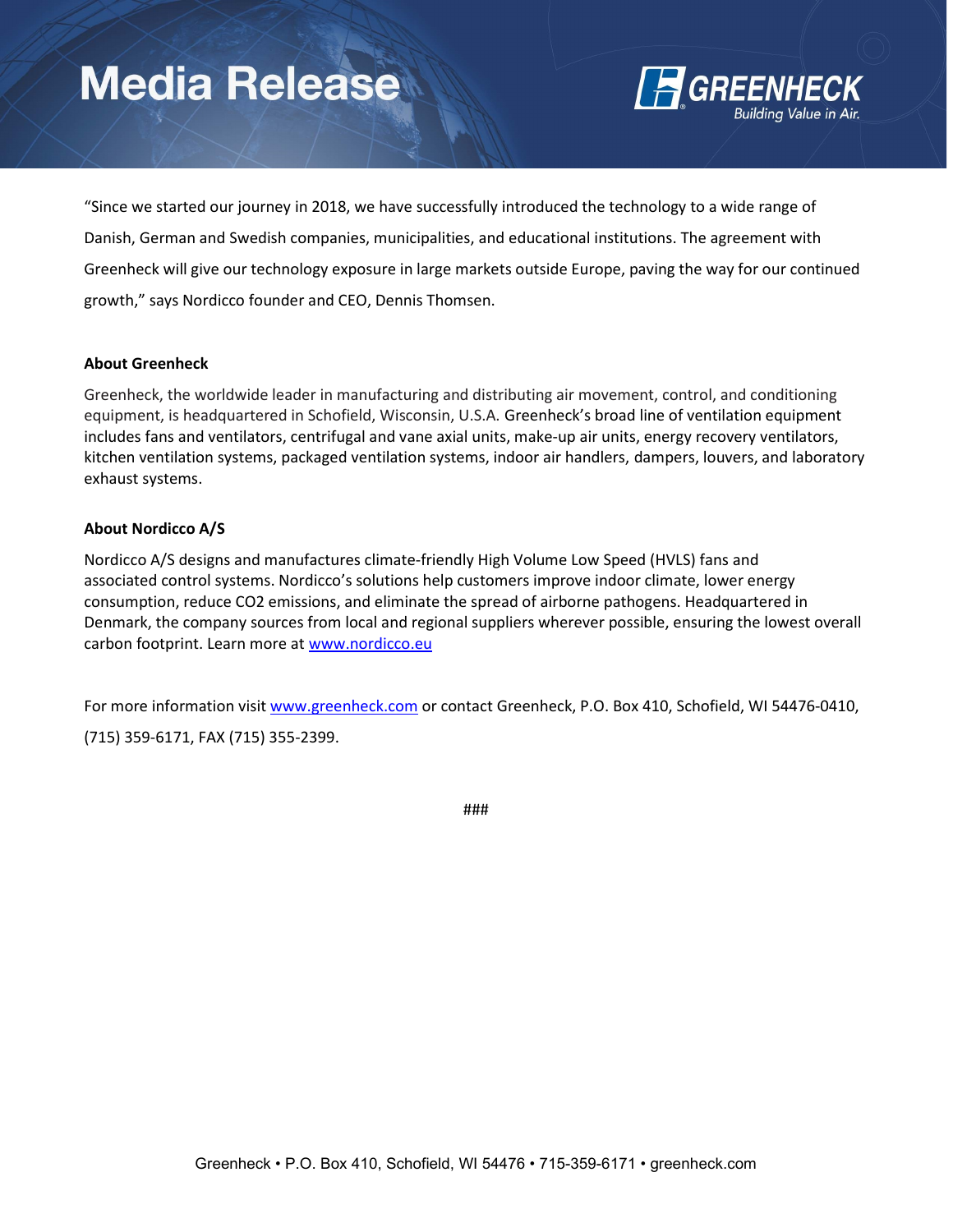"Since we started our journey in 2018, we have successfully introduced the technology to a wide range of Danish, German and Swedish companies, municipalities, and educational institutions. The agreement with Greenheck will give our technology exposure in large markets outside Europe, paving the way for our continued growth," says Nordicco founder and CEO, Dennis Thomsen.

**About Greenheck**

Greenheck, the worldwide leader in manufacturing and distributing air movement, control, and conditioning equipment, is headquartered in Schofield, Wisconsin, U.S.A. Greenheck's broad line of ventilation equipment includes fans and ventilators, centrifugal and vane axial units, make-up air units, energy recovery ventilators, kitchen ventilation systems, packaged ventilation systems, indoor air handlers, dampers, louvers, and laboratory exhaust systems.

**About Nordicco A/S**

Nordicco A/S designs and manufactures climate-friendly High Volume Low Speed (HVLS) fans and associated control systems. Nordicco's solutions help customers improve indoor climate, lower energy consumption, reduce $CO_2$ emissions, and eliminate the spread of airborne pathogens. Headquartered in Denmark, the company sources from local and regional suppliers wherever possible, ensuring the lowest overall carbon footprint. Learn more at www.nordicco.eu

For more information visit www.greenheck.com or contact Greenheck, P.O. Box 410, Schofield, WI 54476-0410, (715) 359-6171, FAX (715) 355-2399.

###